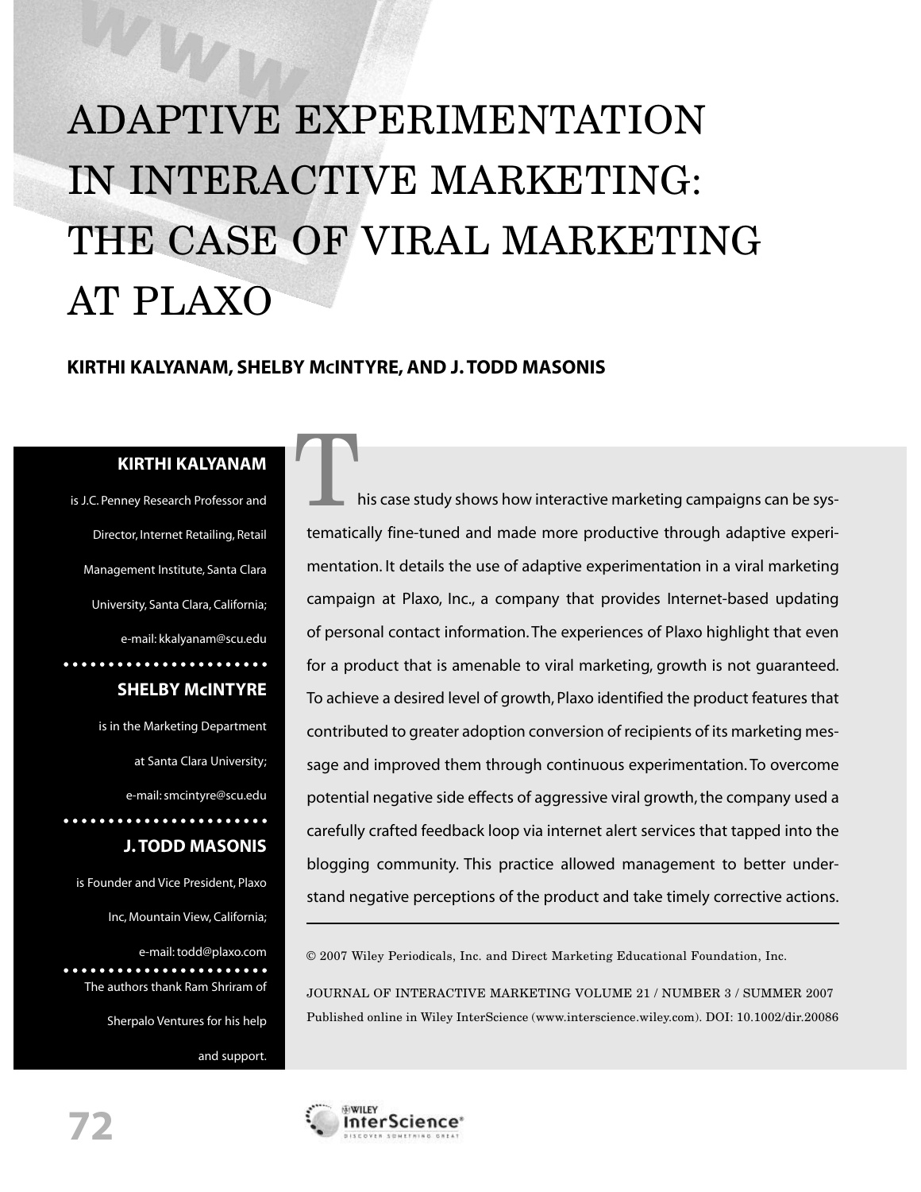# ADAPTIVE EXPERIMENTATION IN INTERACTIVE MARKETING: THE CASE OF VIRAL MARKETING AT PLAXO

**KIRTHI KALYANAM, SHELBY McINTYRE, AND J. TODD MASONIS**

**KIRTHI KALYANAM**

is J.C. Penney Research Professor and Director, Internet Retailing, Retail Management Institute, Santa Clara University, Santa Clara, California; e-mail: kkalyanam@scu.edu

**SHELBY McINTYRE**

is in the Marketing Department at Santa Clara University; e-mail: smcintyre@scu.edu

**J. TODD MASONIS**

is Founder and Vice President, Plaxo Inc, Mountain View, California; e-mail: todd@plaxo.com

The authors thank Ram Shriram of Sherpalo Ventures for his help and support.

This case study shows how interactive marketing campaigns can be systematically fine-tuned and made more productive through adaptive experimentation. It details the use of adaptive experimentation in a viral marketing campaign at Plaxo, Inc., a company that provides Internet-based updating of personal contact information. The experiences of Plaxo highlight that even for a product that is amenable to viral marketing, growth is not guaranteed. To achieve a desired level of growth, Plaxo identified the product features that contributed to greater adoption conversion of recipients of its marketing message and improved them through continuous experimentation. To overcome potential negative side effects of aggressive viral growth, the company used a carefully crafted feedback loop via internet alert services that tapped into the blogging community. This practice allowed management to better understand negative perceptions of the product and take timely corrective actions.

© 2007 Wiley Periodicals, Inc. and Direct Marketing Educational Foundation, Inc.

JOURNAL OF INTERACTIVE MARKETING VOLUME 21 / NUMBER 3 / SUMMER 2007
Published online in Wiley InterScience (www.interscience.wiley.com). DOI: 10.1002/dir.20086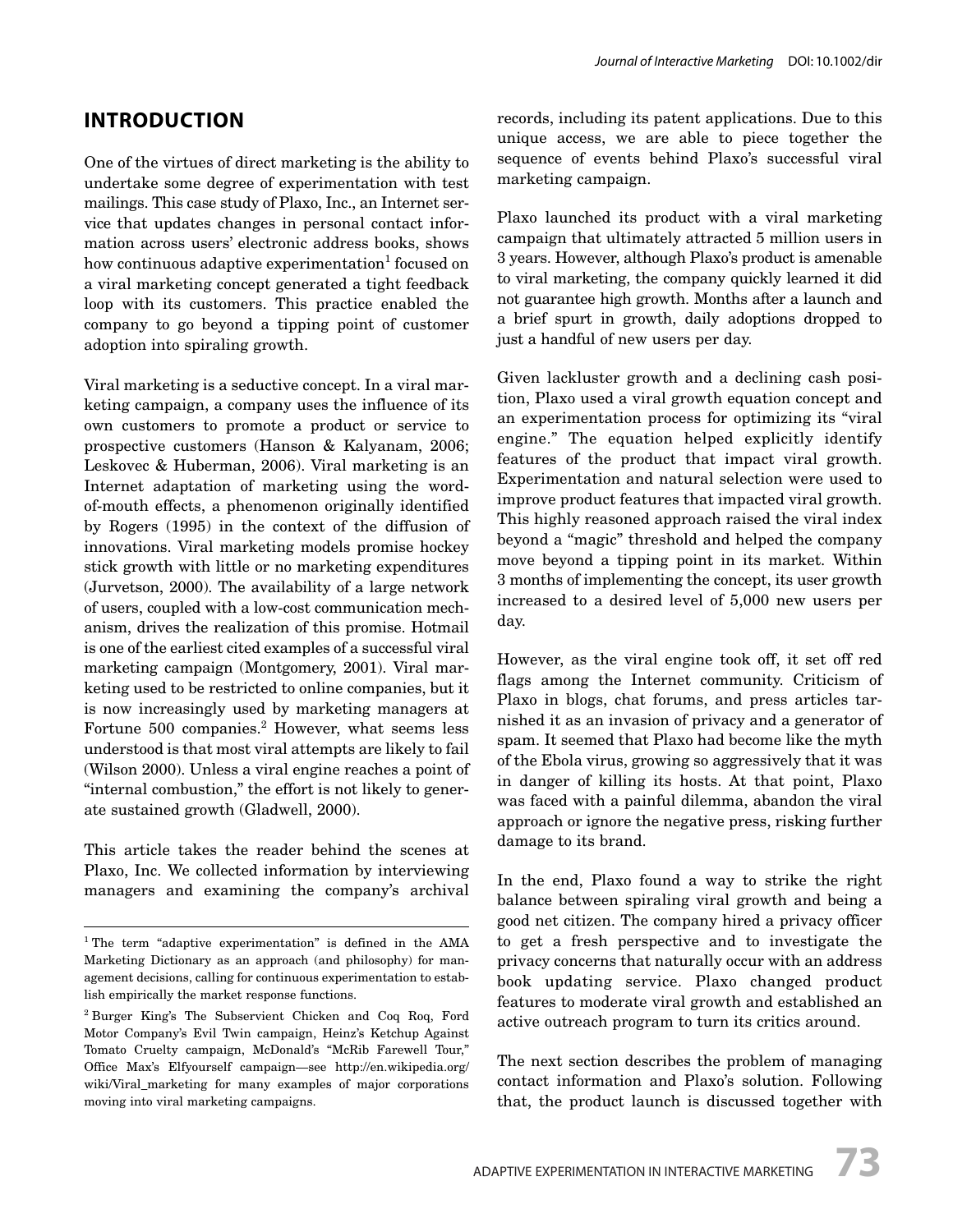## INTRODUCTION

One of the virtues of direct marketing is the ability to undertake some degree of experimentation with test mailings. This case study of Plaxo, Inc., an Internet service that updates changes in personal contact information across users' electronic address books, shows how continuous adaptive experimentation[1] focused on a viral marketing concept generated a tight feedback loop with its customers. This practice enabled the company to go beyond a tipping point of customer adoption into spiraling growth.

Viral marketing is a seductive concept. In a viral marketing campaign, a company uses the influence of its own customers to promote a product or service to prospective customers (Hanson & Kalyanam, 2006; Leskovec & Huberman, 2006). Viral marketing is an Internet adaptation of marketing using the word-of-mouth effects, a phenomenon originally identified by Rogers (1995) in the context of the diffusion of innovations. Viral marketing models promise hockey stick growth with little or no marketing expenditures (Jurvetson, 2000). The availability of a large network of users, coupled with a low-cost communication mechanism, drives the realization of this promise. Hotmail is one of the earliest cited examples of a successful viral marketing campaign (Montgomery, 2001). Viral marketing used to be restricted to online companies, but it is now increasingly used by marketing managers at Fortune 500 companies.[2] However, what seems less understood is that most viral attempts are likely to fail (Wilson 2000). Unless a viral engine reaches a point of "internal combustion," the effort is not likely to generate sustained growth (Gladwell, 2000).

This article takes the reader behind the scenes at Plaxo, Inc. We collected information by interviewing managers and examining the company's archival records, including its patent applications. Due to this unique access, we are able to piece together the sequence of events behind Plaxo's successful viral marketing campaign.

Plaxo launched its product with a viral marketing campaign that ultimately attracted 5 million users in 3 years. However, although Plaxo's product is amenable to viral marketing, the company quickly learned it did not guarantee high growth. Months after a launch and a brief spurt in growth, daily adoptions dropped to just a handful of new users per day.

Given lackluster growth and a declining cash position, Plaxo used a viral growth equation concept and an experimentation process for optimizing its "viral engine." The equation helped explicitly identify features of the product that impact viral growth. Experimentation and natural selection were used to improve product features that impacted viral growth. This highly reasoned approach raised the viral index beyond a "magic" threshold and helped the company move beyond a tipping point in its market. Within 3 months of implementing the concept, its user growth increased to a desired level of 5,000 new users per day.

However, as the viral engine took off, it set off red flags among the Internet community. Criticism of Plaxo in blogs, chat forums, and press articles tarnished it as an invasion of privacy and a generator of spam. It seemed that Plaxo had become like the myth of the Ebola virus, growing so aggressively that it was in danger of killing its hosts. At that point, Plaxo was faced with a painful dilemma, abandon the viral approach or ignore the negative press, risking further damage to its brand.

In the end, Plaxo found a way to strike the right balance between spiraling viral growth and being a good net citizen. The company hired a privacy officer to get a fresh perspective and to investigate the privacy concerns that naturally occur with an address book updating service. Plaxo changed product features to moderate viral growth and established an active outreach program to turn its critics around.

The next section describes the problem of managing contact information and Plaxo's solution. Following that, the product launch is discussed together with

---

[1] The term "adaptive experimentation" is defined in the AMA Marketing Dictionary as an approach (and philosophy) for management decisions, calling for continuous experimentation to establish empirically the market response functions.

[2] Burger King's The Subservient Chicken and Coq Roq, Ford Motor Company's Evil Twin campaign, Heinz's Ketchup Against Tomato Cruelty campaign, McDonald's "McRib Farewell Tour," Office Max's Elfyourself campaign—see http://en.wikipedia.org/wiki/Viral_marketing for many examples of major corporations moving into viral marketing campaigns.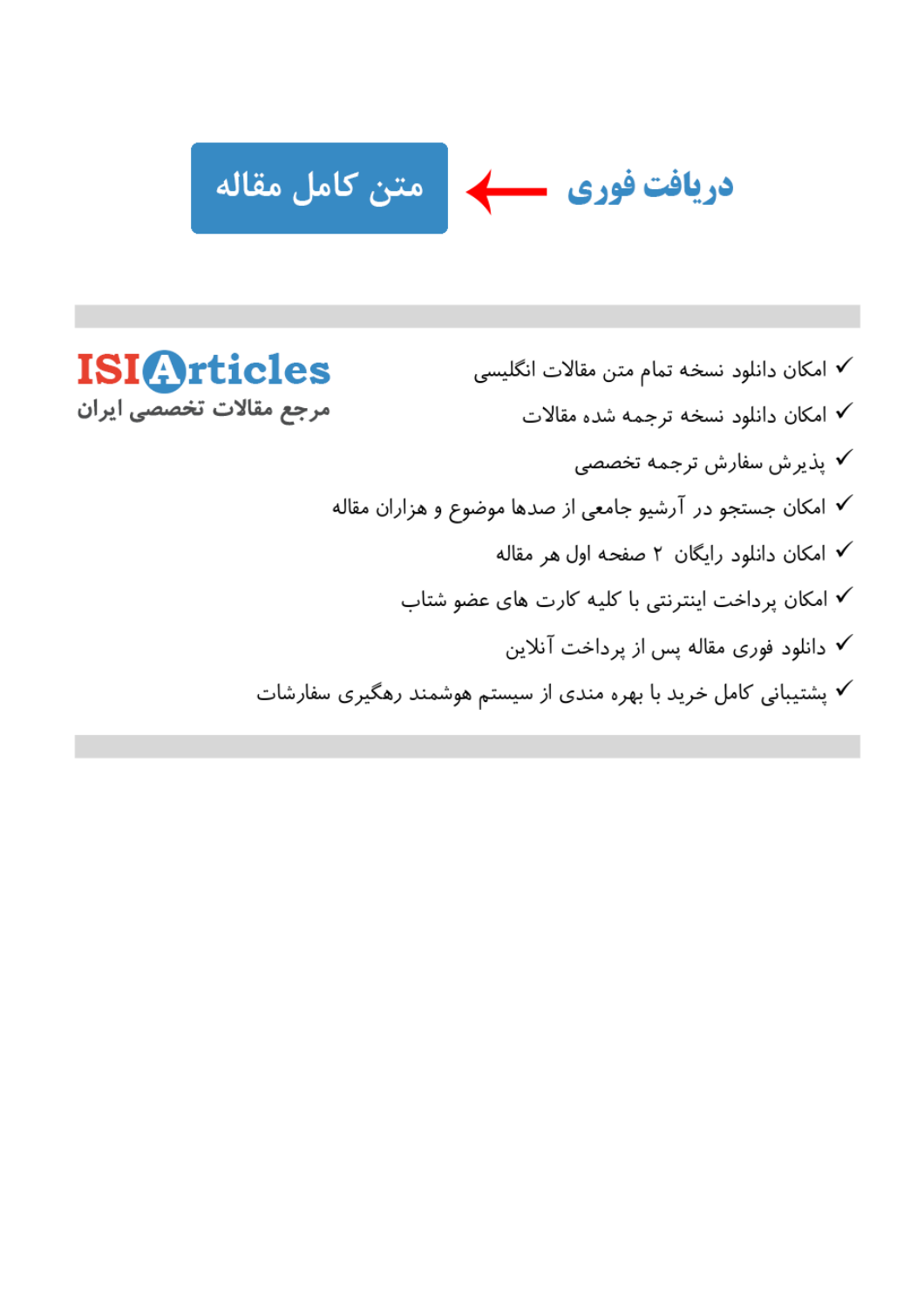دریافت فوری ← **متن کامل مقاله**

**ISIArticles**
مرجع مقالات تخصصی ایران

- ✓ امکان دانلود نسخه تمام متن مقالات انگلیسی
- ✓ امکان دانلود نسخه ترجمه شده مقالات
- ✓ پذیرش سفارش ترجمه تخصصی
- ✓ امکان جستجو در آرشیو جامعی از صدها موضوع و هزاران مقاله
- ✓ امکان دانلود رایگان ۲ صفحه اول هر مقاله
- ✓ امکان پرداخت اینترنتی با کلیه کارت های عضو شتاب
- ✓ دانلود فوری مقاله پس از پرداخت آنلاین
- ✓ پشتیبانی کامل خرید با بهره مندی از سیستم هوشمند رهگیری سفارشات